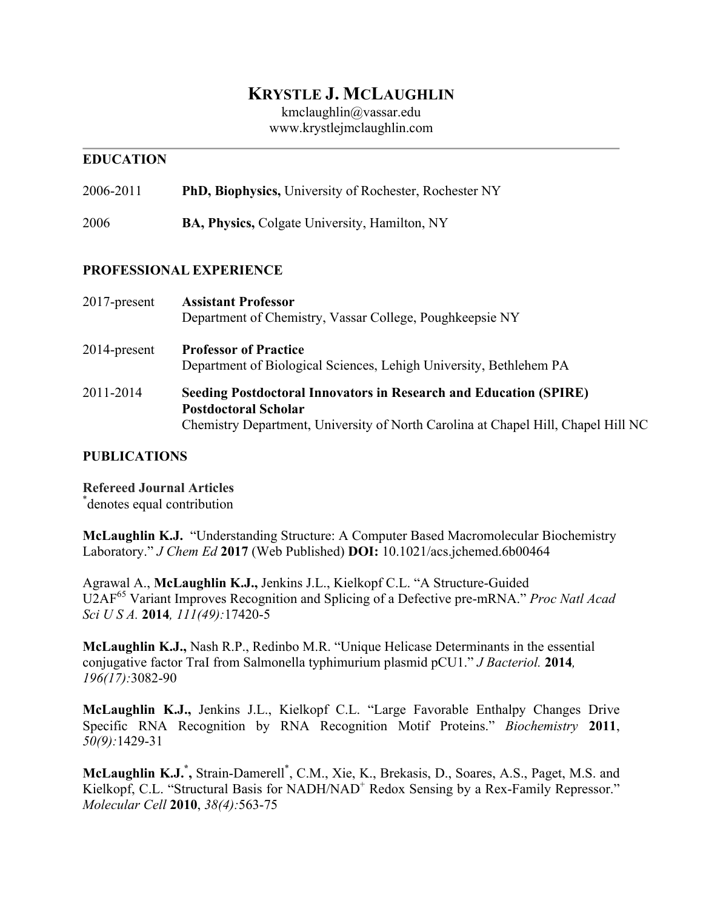# KRYSTLE J. MCLAUGHLIN

kmclaughlin@vassar.edu
www.krystlejmclaughlin.com

## EDUCATION

2006-2011 **PhD, Biophysics,** University of Rochester, Rochester NY

2006 **BA, Physics,** Colgate University, Hamilton, NY

## PROFESSIONAL EXPERIENCE

2017-present **Assistant Professor**
Department of Chemistry, Vassar College, Poughkeepsie NY

2014-present **Professor of Practice**
Department of Biological Sciences, Lehigh University, Bethlehem PA

2011-2014 **Seeding Postdoctoral Innovators in Research and Education (SPIRE) Postdoctoral Scholar**
Chemistry Department, University of North Carolina at Chapel Hill, Chapel Hill NC

## PUBLICATIONS

### Refereed Journal Articles

*denotes equal contribution

**McLaughlin K.J.** "Understanding Structure: A Computer Based Macromolecular Biochemistry Laboratory." *J Chem Ed* **2017** (Web Published) **DOI:** 10.1021/acs.jchemed.6b00464

Agrawal A., **McLaughlin K.J.,** Jenkins J.L., Kielkopf C.L. "A Structure-Guided U2AF$^{65}$ Variant Improves Recognition and Splicing of a Defective pre-mRNA." *Proc Natl Acad Sci U S A.* **2014***, 111(49):*17420-5

**McLaughlin K.J.,** Nash R.P., Redinbo M.R. "Unique Helicase Determinants in the essential conjugative factor TraI from Salmonella typhimurium plasmid pCU1." *J Bacteriol.* **2014***, 196(17):*3082-90

**McLaughlin K.J.,** Jenkins J.L., Kielkopf C.L. "Large Favorable Enthalpy Changes Drive Specific RNA Recognition by RNA Recognition Motif Proteins." *Biochemistry* **2011**, *50(9):*1429-31

**McLaughlin K.J.*,** Strain-Damerell*, C.M., Xie, K., Brekasis, D., Soares, A.S., Paget, M.S. and Kielkopf, C.L. "Structural Basis for NADH/$NAD^+$ Redox Sensing by a Rex-Family Repressor." *Molecular Cell* **2010**, *38(4):*563-75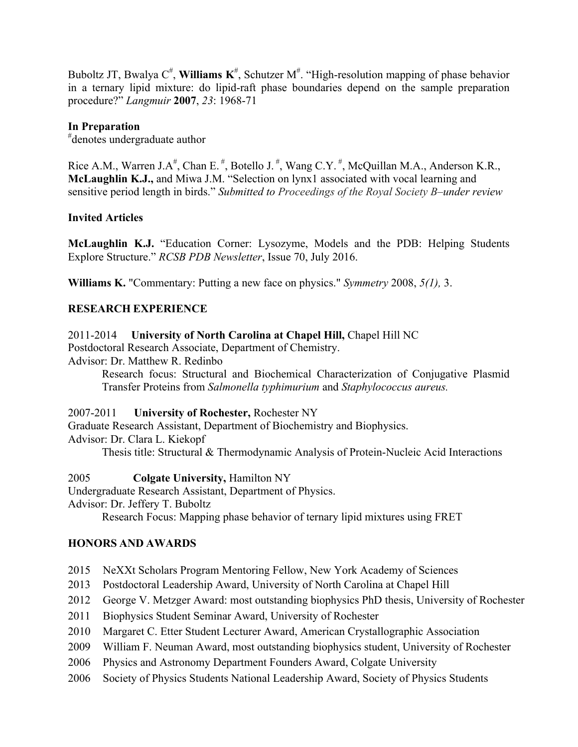Buboltz JT, Bwalya C[#], **Williams K**[#], Schutzer M[#]. "High-resolution mapping of phase behavior in a ternary lipid mixture: do lipid-raft phase boundaries depend on the sample preparation procedure?" *Langmuir* **2007**, *23*: 1968-71

**In Preparation**
[#]denotes undergraduate author

Rice A.M., Warren J.A[#], Chan E.[#], Botello J.[#], Wang C.Y.[#], McQuillan M.A., Anderson K.R., **McLaughlin K.J.,** and Miwa J.M. "Selection on lynx1 associated with vocal learning and sensitive period length in birds." *Submitted to Proceedings of the Royal Society B–under review*

**Invited Articles**

**McLaughlin K.J.** "Education Corner: Lysozyme, Models and the PDB: Helping Students Explore Structure." *RCSB PDB Newsletter*, Issue 70, July 2016.

**Williams K.** "Commentary: Putting a new face on physics." *Symmetry* 2008, *5(1),* 3.

**RESEARCH EXPERIENCE**

2011-2014 **University of North Carolina at Chapel Hill,** Chapel Hill NC
Postdoctoral Research Associate, Department of Chemistry.
Advisor: Dr. Matthew R. Redinbo
Research focus: Structural and Biochemical Characterization of Conjugative Plasmid Transfer Proteins from *Salmonella typhimurium* and *Staphylococcus aureus.*

2007-2011 **University of Rochester,** Rochester NY
Graduate Research Assistant, Department of Biochemistry and Biophysics.
Advisor: Dr. Clara L. Kiekopf
Thesis title: Structural & Thermodynamic Analysis of Protein-Nucleic Acid Interactions

2005 **Colgate University,** Hamilton NY
Undergraduate Research Assistant, Department of Physics.
Advisor: Dr. Jeffery T. Buboltz
Research Focus: Mapping phase behavior of ternary lipid mixtures using FRET

**HONORS AND AWARDS**

- 2015 NeXXt Scholars Program Mentoring Fellow, New York Academy of Sciences
- 2013 Postdoctoral Leadership Award, University of North Carolina at Chapel Hill
- 2012 George V. Metzger Award: most outstanding biophysics PhD thesis, University of Rochester
- 2011 Biophysics Student Seminar Award, University of Rochester
- 2010 Margaret C. Etter Student Lecturer Award, American Crystallographic Association
- 2009 William F. Neuman Award, most outstanding biophysics student, University of Rochester
- 2006 Physics and Astronomy Department Founders Award, Colgate University
- 2006 Society of Physics Students National Leadership Award, Society of Physics Students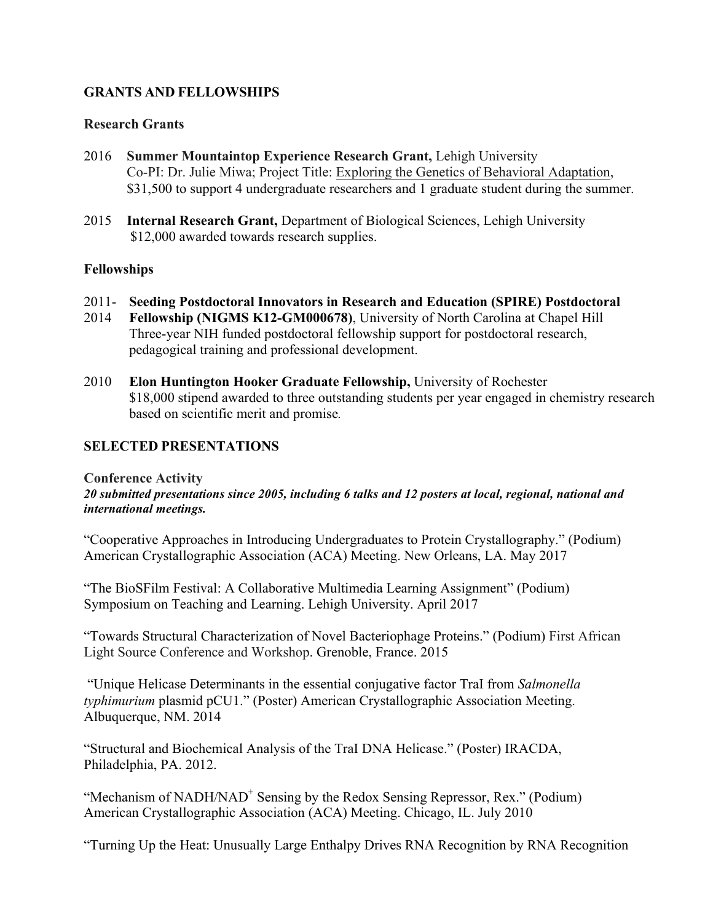## GRANTS AND FELLOWSHIPS

### Research Grants

2016 **Summer Mountaintop Experience Research Grant,** Lehigh University
Co-PI: Dr. Julie Miwa; Project Title: Exploring the Genetics of Behavioral Adaptation, $31,500 to support 4 undergraduate researchers and 1 graduate student during the summer.

2015 **Internal Research Grant,** Department of Biological Sciences, Lehigh University
$12,000 awarded towards research supplies.

### Fellowships

2011-2014 **Seeding Postdoctoral Innovators in Research and Education (SPIRE) Postdoctoral Fellowship (NIGMS K12-GM000678)**, University of North Carolina at Chapel Hill
Three-year NIH funded postdoctoral fellowship support for postdoctoral research, pedagogical training and professional development.

2010 **Elon Huntington Hooker Graduate Fellowship,** University of Rochester
$18,000 stipend awarded to three outstanding students per year engaged in chemistry research based on scientific merit and promise.

## SELECTED PRESENTATIONS

### Conference Activity

***20 submitted presentations since 2005, including 6 talks and 12 posters at local, regional, national and international meetings.***

"Cooperative Approaches in Introducing Undergraduates to Protein Crystallography." (Podium) American Crystallographic Association (ACA) Meeting. New Orleans, LA. May 2017

"The BioSFilm Festival: A Collaborative Multimedia Learning Assignment" (Podium) Symposium on Teaching and Learning. Lehigh University. April 2017

"Towards Structural Characterization of Novel Bacteriophage Proteins." (Podium) First African Light Source Conference and Workshop. Grenoble, France. 2015

"Unique Helicase Determinants in the essential conjugative factor TraI from *Salmonella typhimurium* plasmid pCU1." (Poster) American Crystallographic Association Meeting. Albuquerque, NM. 2014

"Structural and Biochemical Analysis of the TraI DNA Helicase." (Poster) IRACDA, Philadelphia, PA. 2012.

"Mechanism of NADH/$NAD^+$ Sensing by the Redox Sensing Repressor, Rex." (Podium) American Crystallographic Association (ACA) Meeting. Chicago, IL. July 2010

"Turning Up the Heat: Unusually Large Enthalpy Drives RNA Recognition by RNA Recognition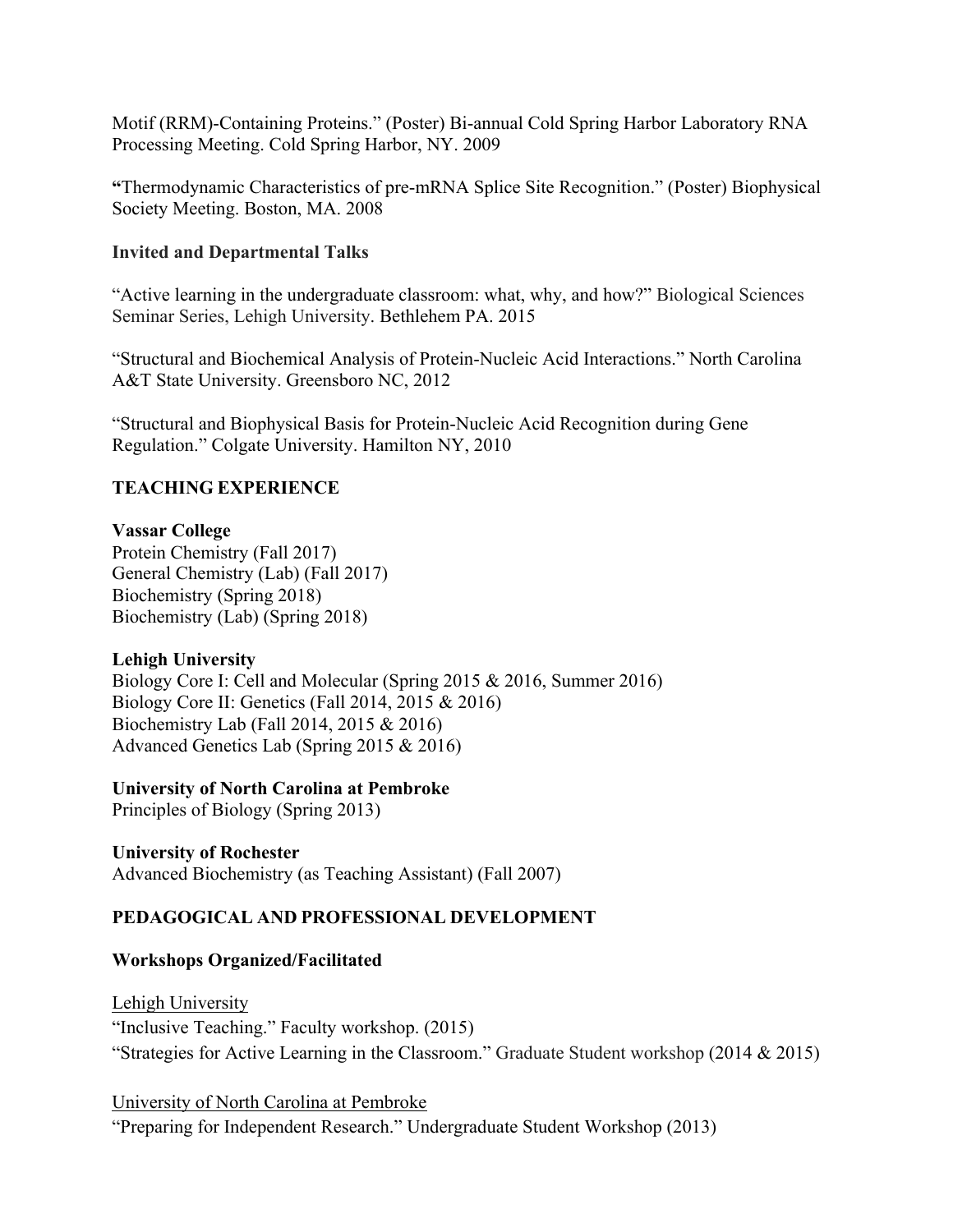Motif (RRM)-Containing Proteins." (Poster) Bi-annual Cold Spring Harbor Laboratory RNA Processing Meeting. Cold Spring Harbor, NY. 2009

"Thermodynamic Characteristics of pre-mRNA Splice Site Recognition." (Poster) Biophysical Society Meeting. Boston, MA. 2008

### Invited and Departmental Talks

"Active learning in the undergraduate classroom: what, why, and how?" Biological Sciences Seminar Series, Lehigh University. Bethlehem PA. 2015

"Structural and Biochemical Analysis of Protein-Nucleic Acid Interactions." North Carolina A&T State University. Greensboro NC, 2012

"Structural and Biophysical Basis for Protein-Nucleic Acid Recognition during Gene Regulation." Colgate University. Hamilton NY, 2010

## TEACHING EXPERIENCE

**Vassar College**
Protein Chemistry (Fall 2017)
General Chemistry (Lab) (Fall 2017)
Biochemistry (Spring 2018)
Biochemistry (Lab) (Spring 2018)

**Lehigh University**
Biology Core I: Cell and Molecular (Spring 2015 & 2016, Summer 2016)
Biology Core II: Genetics (Fall 2014, 2015 & 2016)
Biochemistry Lab (Fall 2014, 2015 & 2016)
Advanced Genetics Lab (Spring 2015 & 2016)

**University of North Carolina at Pembroke**
Principles of Biology (Spring 2013)

**University of Rochester**
Advanced Biochemistry (as Teaching Assistant) (Fall 2007)

## PEDAGOGICAL AND PROFESSIONAL DEVELOPMENT

### Workshops Organized/Facilitated

Lehigh University
"Inclusive Teaching." Faculty workshop. (2015)
"Strategies for Active Learning in the Classroom." Graduate Student workshop (2014 & 2015)

University of North Carolina at Pembroke
"Preparing for Independent Research." Undergraduate Student Workshop (2013)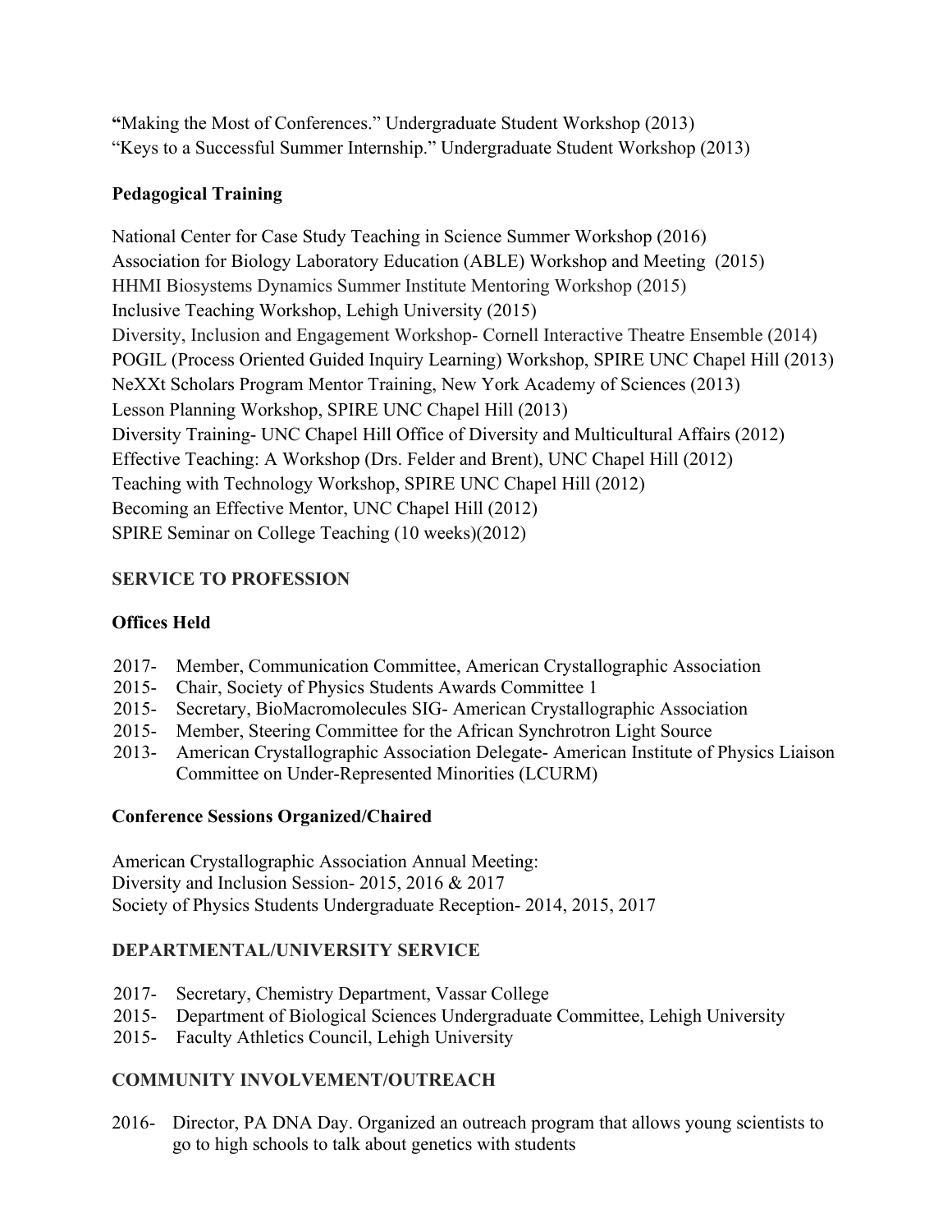**"**Making the Most of Conferences." Undergraduate Student Workshop (2013)
"Keys to a Successful Summer Internship." Undergraduate Student Workshop (2013)

### Pedagogical Training

National Center for Case Study Teaching in Science Summer Workshop (2016)
Association for Biology Laboratory Education (ABLE) Workshop and Meeting (2015)
HHMI Biosystems Dynamics Summer Institute Mentoring Workshop (2015)
Inclusive Teaching Workshop, Lehigh University (2015)
Diversity, Inclusion and Engagement Workshop- Cornell Interactive Theatre Ensemble (2014)
POGIL (Process Oriented Guided Inquiry Learning) Workshop, SPIRE UNC Chapel Hill (2013)
NeXXt Scholars Program Mentor Training, New York Academy of Sciences (2013)
Lesson Planning Workshop, SPIRE UNC Chapel Hill (2013)
Diversity Training- UNC Chapel Hill Office of Diversity and Multicultural Affairs (2012)
Effective Teaching: A Workshop (Drs. Felder and Brent), UNC Chapel Hill (2012)
Teaching with Technology Workshop, SPIRE UNC Chapel Hill (2012)
Becoming an Effective Mentor, UNC Chapel Hill (2012)
SPIRE Seminar on College Teaching (10 weeks)(2012)

## SERVICE TO PROFESSION

### Offices Held

- 2017- Member, Communication Committee, American Crystallographic Association
- 2015- Chair, Society of Physics Students Awards Committee 1
- 2015- Secretary, BioMacromolecules SIG- American Crystallographic Association
- 2015- Member, Steering Committee for the African Synchrotron Light Source
- 2013- American Crystallographic Association Delegate- American Institute of Physics Liaison Committee on Under-Represented Minorities (LCURM)

### Conference Sessions Organized/Chaired

American Crystallographic Association Annual Meeting:
Diversity and Inclusion Session- 2015, 2016 & 2017
Society of Physics Students Undergraduate Reception- 2014, 2015, 2017

## DEPARTMENTAL/UNIVERSITY SERVICE

- 2017- Secretary, Chemistry Department, Vassar College
- 2015- Department of Biological Sciences Undergraduate Committee, Lehigh University
- 2015- Faculty Athletics Council, Lehigh University

## COMMUNITY INVOLVEMENT/OUTREACH

- 2016- Director, PA DNA Day. Organized an outreach program that allows young scientists to go to high schools to talk about genetics with students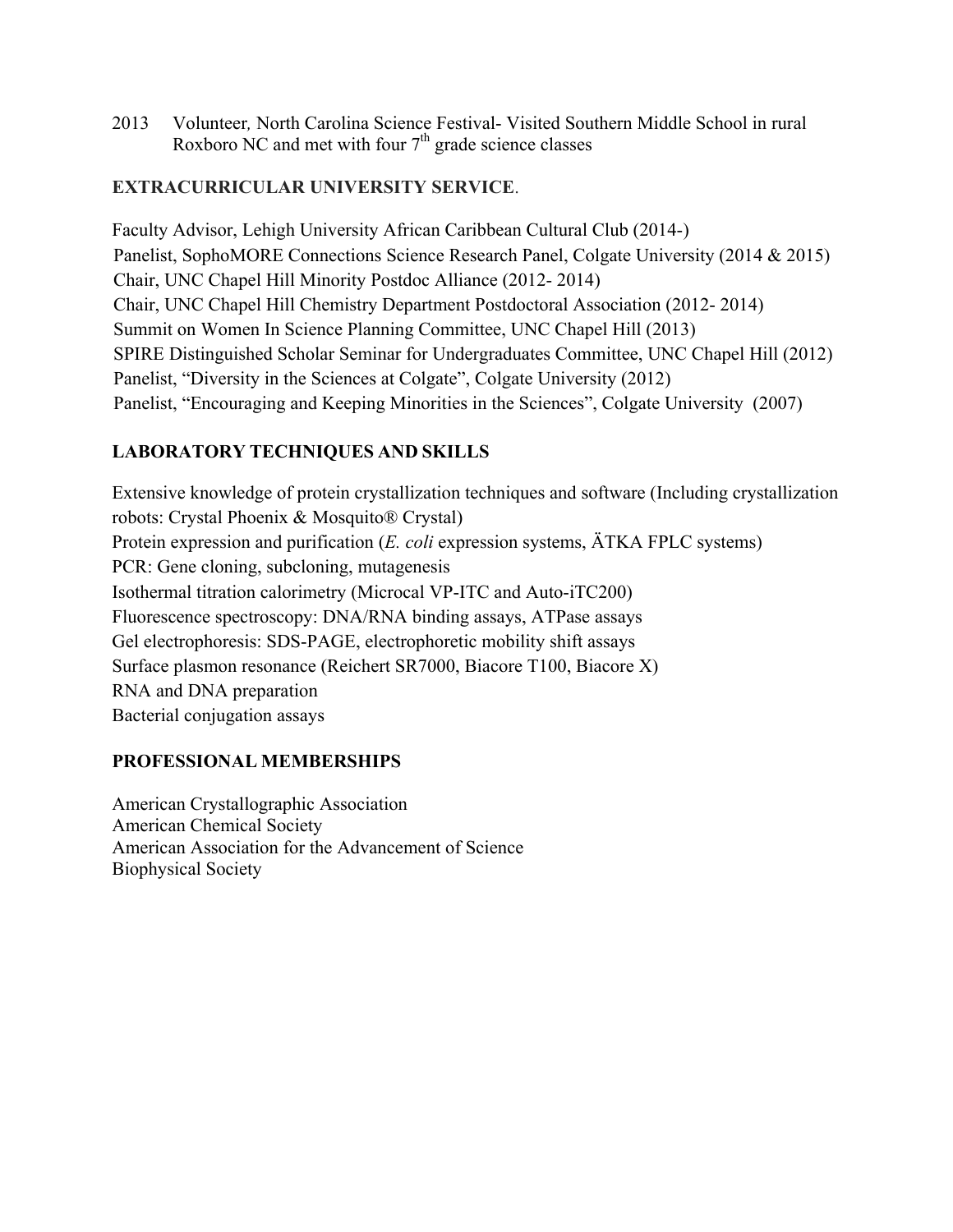2013 Volunteer, North Carolina Science Festival- Visited Southern Middle School in rural Roxboro NC and met with four $7^{th}$ grade science classes

**EXTRACURRICULAR UNIVERSITY SERVICE**.

Faculty Advisor, Lehigh University African Caribbean Cultural Club (2014-)
Panelist, SophoMORE Connections Science Research Panel, Colgate University (2014 & 2015)
Chair, UNC Chapel Hill Minority Postdoc Alliance (2012- 2014)
Chair, UNC Chapel Hill Chemistry Department Postdoctoral Association (2012- 2014)
Summit on Women In Science Planning Committee, UNC Chapel Hill (2013)
SPIRE Distinguished Scholar Seminar for Undergraduates Committee, UNC Chapel Hill (2012)
Panelist, "Diversity in the Sciences at Colgate", Colgate University (2012)
Panelist, "Encouraging and Keeping Minorities in the Sciences", Colgate University (2007)

**LABORATORY TECHNIQUES AND SKILLS**

Extensive knowledge of protein crystallization techniques and software (Including crystallization robots: Crystal Phoenix & Mosquito® Crystal)
Protein expression and purification (*E. coli* expression systems, ÄTKA FPLC systems)
PCR: Gene cloning, subcloning, mutagenesis
Isothermal titration calorimetry (Microcal VP-ITC and Auto-iTC200)
Fluorescence spectroscopy: DNA/RNA binding assays, ATPase assays
Gel electrophoresis: SDS-PAGE, electrophoretic mobility shift assays
Surface plasmon resonance (Reichert SR7000, Biacore T100, Biacore X)
RNA and DNA preparation
Bacterial conjugation assays

**PROFESSIONAL MEMBERSHIPS**

American Crystallographic Association
American Chemical Society
American Association for the Advancement of Science
Biophysical Society